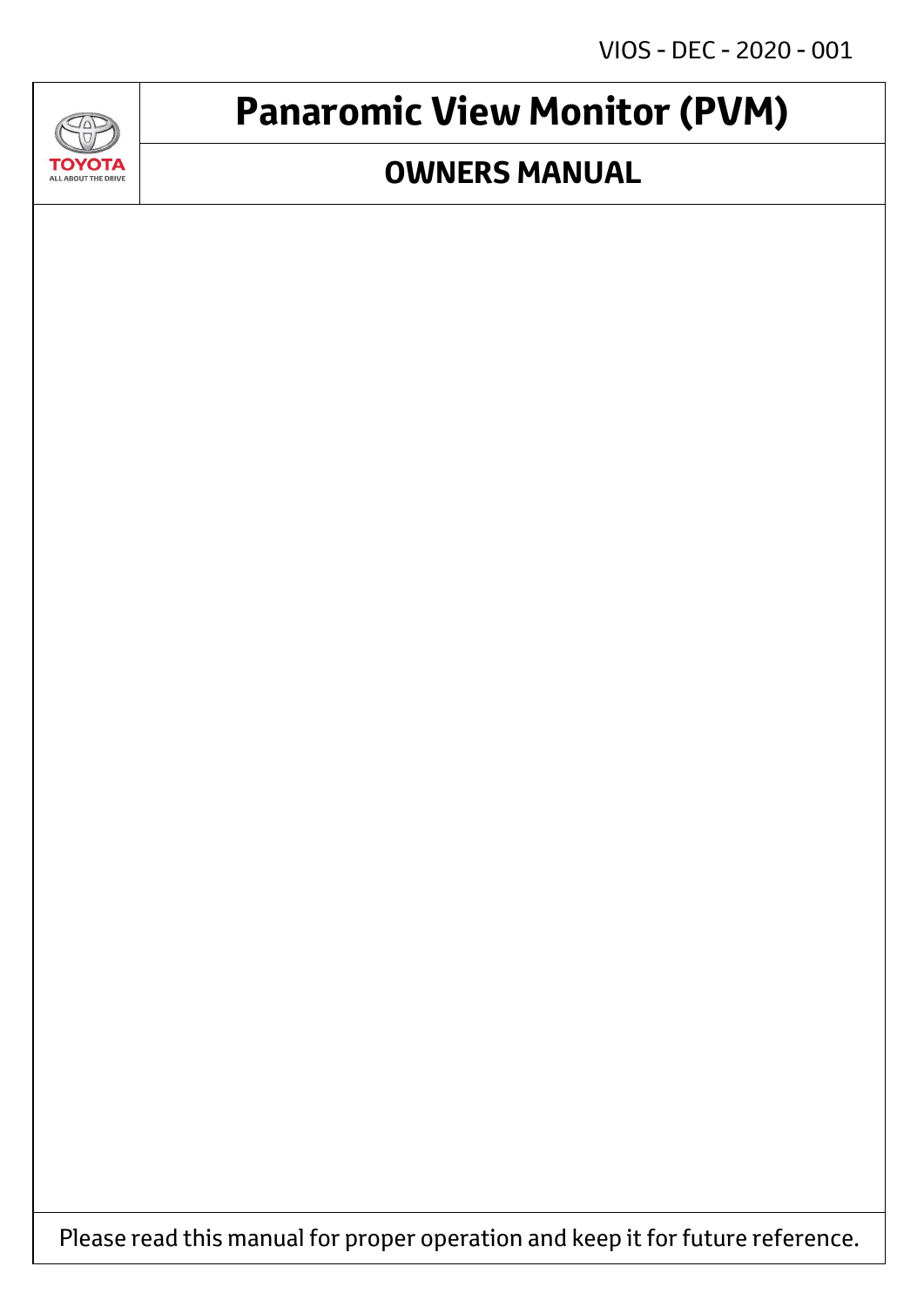VIOS - DEC - 2020 - 001

TOYOTA
ALL ABOUT THE DRIVE

# Panaromic View Monitor (PVM)

## OWNERS MANUAL

Please read this manual for proper operation and keep it for future reference.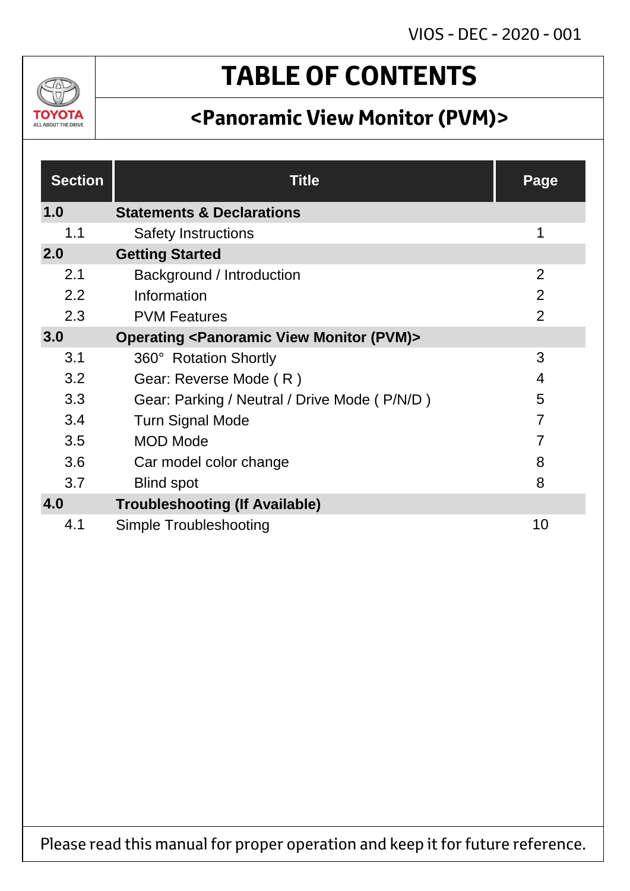VIOS - DEC - 2020 - 001

# TABLE OF CONTENTS

## <Panoramic View Monitor (PVM)>

| Section | Title | Page |
|---|---|---|
| **1.0** | **Statements & Declarations** | |
| 1.1 | Safety Instructions | 1 |
| **2.0** | **Getting Started** | |
| 2.1 | Background / Introduction | 2 |
| 2.2 | Information | 2 |
| 2.3 | PVM Features | 2 |
| **3.0** | **Operating <Panoramic View Monitor (PVM)>** | |
| 3.1 | 360° Rotation Shortly | 3 |
| 3.2 | Gear: Reverse Mode ( R ) | 4 |
| 3.3 | Gear: Parking / Neutral / Drive Mode ( P/N/D ) | 5 |
| 3.4 | Turn Signal Mode | 7 |
| 3.5 | MOD Mode | 7 |
| 3.6 | Car model color change | 8 |
| 3.7 | Blind spot | 8 |
| **4.0** | **Troubleshooting (If Available)** | |
| 4.1 | Simple Troubleshooting | 10 |

Please read this manual for proper operation and keep it for future reference.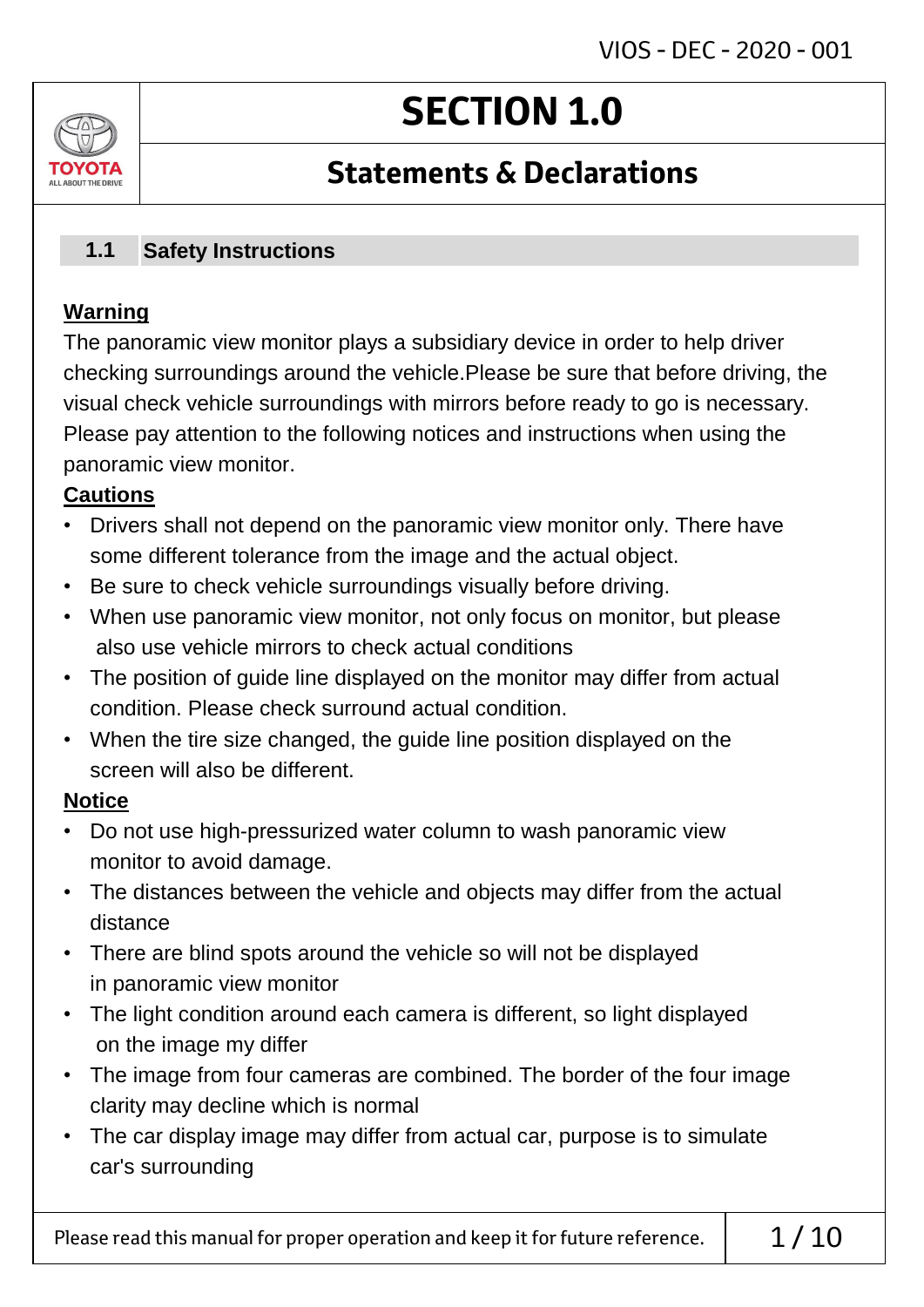# SECTION 1.0

## Statements & Declarations

### 1.1 Safety Instructions

**Warning**

The panoramic view monitor plays a subsidiary device in order to help driver checking surroundings around the vehicle.Please be sure that before driving, the visual check vehicle surroundings with mirrors before ready to go is necessary. Please pay attention to the following notices and instructions when using the panoramic view monitor.

**Cautions**

- Drivers shall not depend on the panoramic view monitor only. There have some different tolerance from the image and the actual object.
- Be sure to check vehicle surroundings visually before driving.
- When use panoramic view monitor, not only focus on monitor, but please also use vehicle mirrors to check actual conditions
- The position of guide line displayed on the monitor may differ from actual condition. Please check surround actual condition.
- When the tire size changed, the guide line position displayed on the screen will also be different.

**Notice**

- Do not use high-pressurized water column to wash panoramic view monitor to avoid damage.
- The distances between the vehicle and objects may differ from the actual distance
- There are blind spots around the vehicle so will not be displayed in panoramic view monitor
- The light condition around each camera is different, so light displayed on the image my differ
- The image from four cameras are combined. The border of the four image clarity may decline which is normal
- The car display image may differ from actual car, purpose is to simulate car's surrounding

Please read this manual for proper operation and keep it for future reference.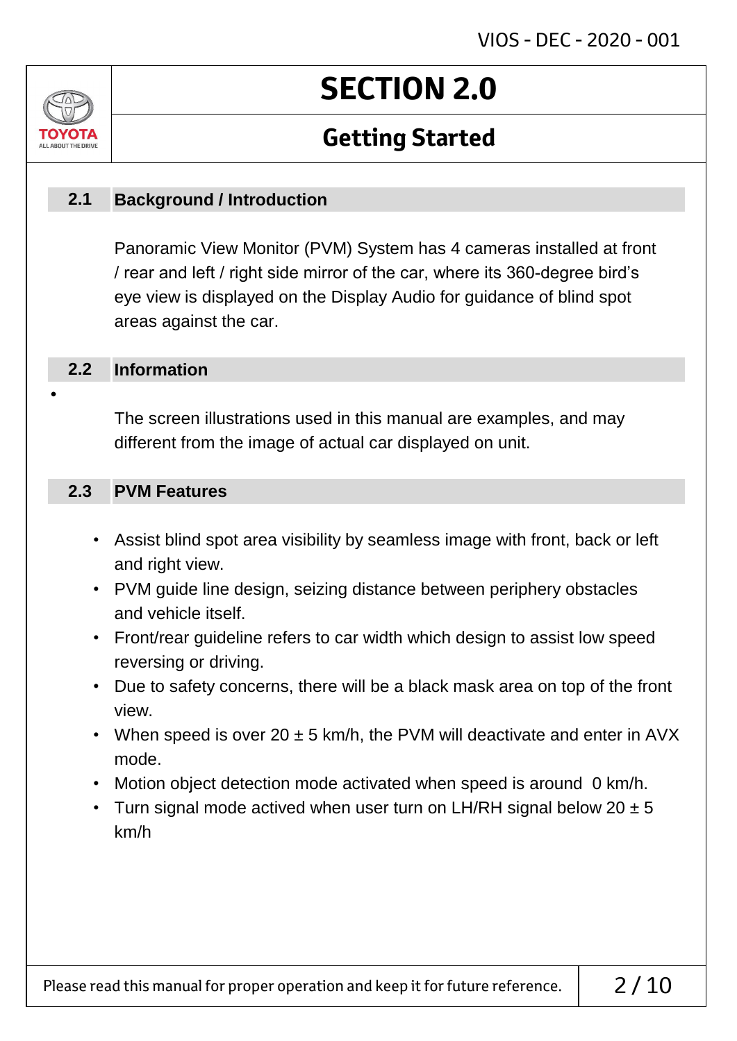# SECTION 2.0

## Getting Started

### 2.1 Background / Introduction

Panoramic View Monitor (PVM) System has 4 cameras installed at front / rear and left / right side mirror of the car, where its 360-degree bird's eye view is displayed on the Display Audio for guidance of blind spot areas against the car.

### 2.2 Information

- The screen illustrations used in this manual are examples, and may different from the image of actual car displayed on unit.

### 2.3 PVM Features

- Assist blind spot area visibility by seamless image with front, back or left and right view.
- PVM guide line design, seizing distance between periphery obstacles and vehicle itself.
- Front/rear guideline refers to car width which design to assist low speed reversing or driving.
- Due to safety concerns, there will be a black mask area on top of the front view.
- When speed is over 20 ± 5 km/h, the PVM will deactivate and enter in AVX mode.
- Motion object detection mode activated when speed is around 0 km/h.
- Turn signal mode actived when user turn on LH/RH signal below 20 ± 5 km/h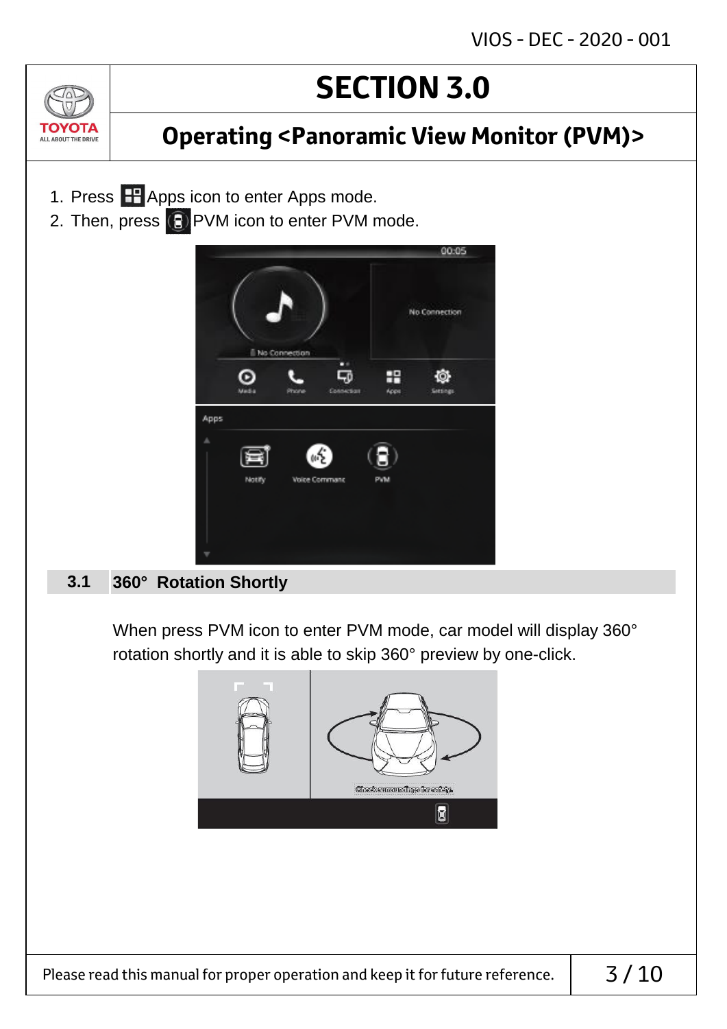# SECTION 3.0

## Operating <Panoramic View Monitor (PVM)>

1. Press Apps icon to enter Apps mode.
2. Then, press PVM icon to enter PVM mode.

### 3.1 360° Rotation Shortly

When press PVM icon to enter PVM mode, car model will display 360° rotation shortly and it is able to skip 360° preview by one-click.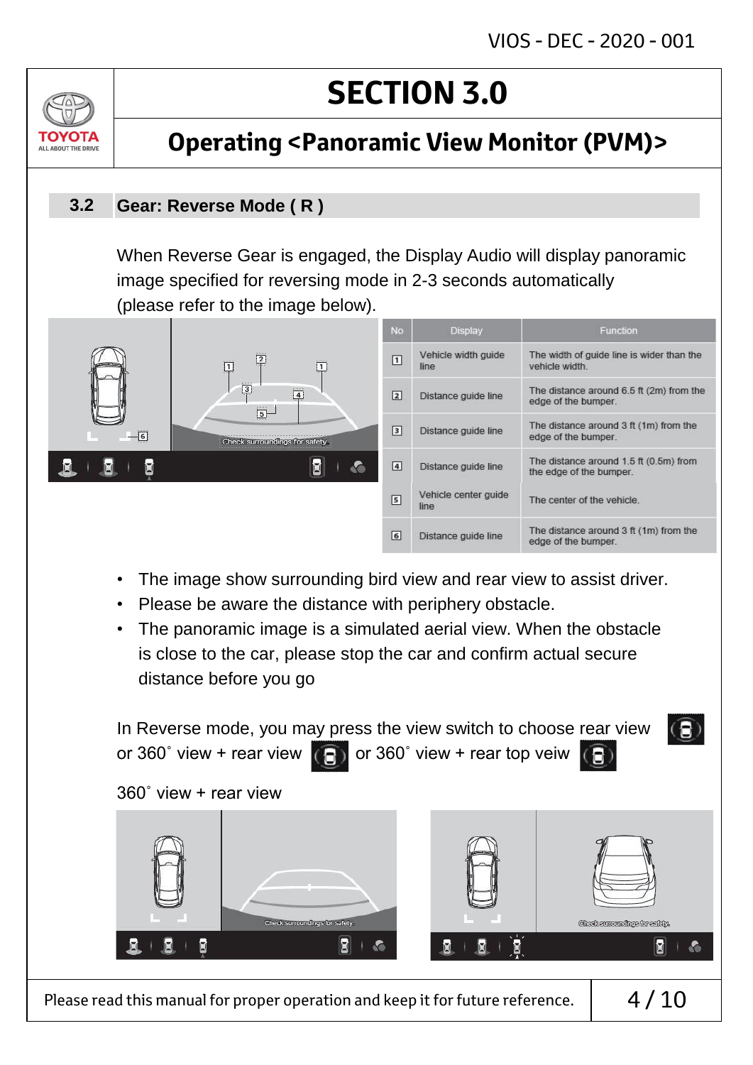# SECTION 3.0

## Operating <Panoramic View Monitor (PVM)>

### 3.2 Gear: Reverse Mode ( R )

When Reverse Gear is engaged, the Display Audio will display panoramic image specified for reversing mode in 2-3 seconds automatically (please refer to the image below).

| No | Display | Function |
|---|---|---|
| 1 | Vehicle width guide line | The width of guide line is wider than the vehicle width. |
| 2 | Distance guide line | The distance around 6.5 ft (2m) from the edge of the bumper. |
| 3 | Distance guide line | The distance around 3 ft (1m) from the edge of the bumper. |
| 4 | Distance guide line | The distance around 1.5 ft (0.5m) from the edge of the bumper. |
| 5 | Vehicle center guide line | The center of the vehicle. |
| 6 | Distance guide line | The distance around 3 ft (1m) from the edge of the bumper. |

- The image show surrounding bird view and rear view to assist driver.
- Please be aware the distance with periphery obstacle.
- The panoramic image is a simulated aerial view. When the obstacle is close to the car, please stop the car and confirm actual secure distance before you go

In Reverse mode, you may press the view switch to choose rear view or 360˚ view + rear view or 360˚ view + rear top veiw

360˚ view + rear view

Please read this manual for proper operation and keep it for future reference.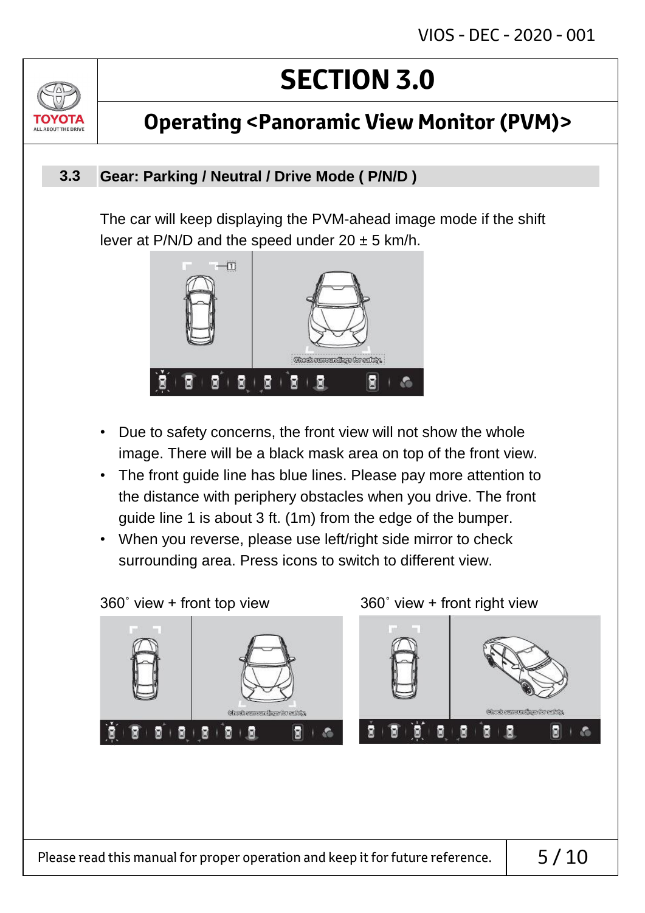# SECTION 3.0

## Operating <Panoramic View Monitor (PVM)>

### 3.3 Gear: Parking / Neutral / Drive Mode ( P/N/D )

The car will keep displaying the PVM-ahead image mode if the shift lever at P/N/D and the speed under 20 ± 5 km/h.

- Due to safety concerns, the front view will not show the whole image. There will be a black mask area on top of the front view.
- The front guide line has blue lines. Please pay more attention to the distance with periphery obstacles when you drive. The front guide line 1 is about 3 ft. (1m) from the edge of the bumper.
- When you reverse, please use left/right side mirror to check surrounding area. Press icons to switch to different view.

360˚ view + front top view

360˚ view + front right view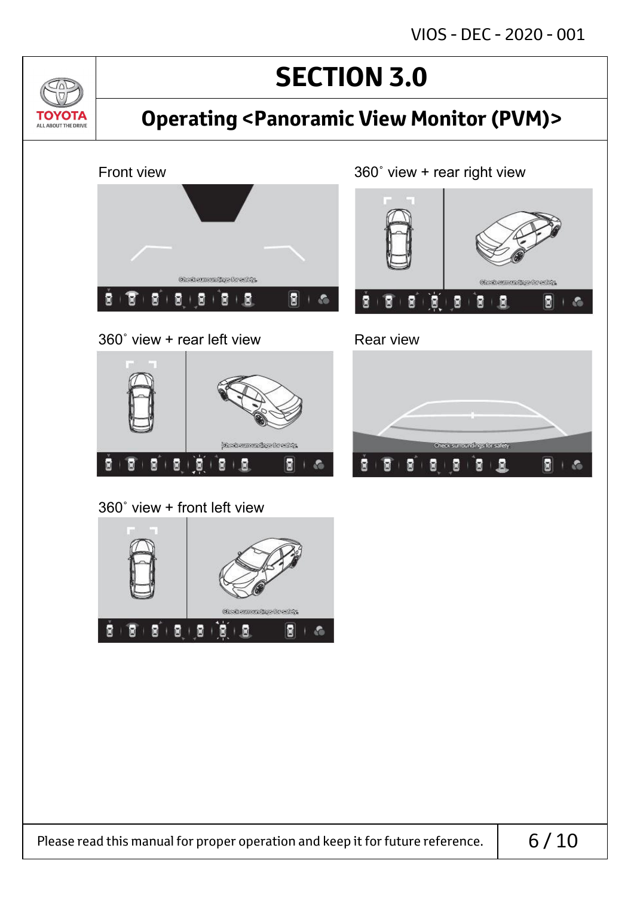# SECTION 3.0

## Operating <Panoramic View Monitor (PVM)>

Front view

Check surroundings for safety.

360˚ view + rear right view

Check surroundings for safety.

360˚ view + rear left view

Check surroundings for safety.

Rear view

Check surroundings for safety

360˚ view + front left view

Check surroundings for safety.

Please read this manual for proper operation and keep it for future reference.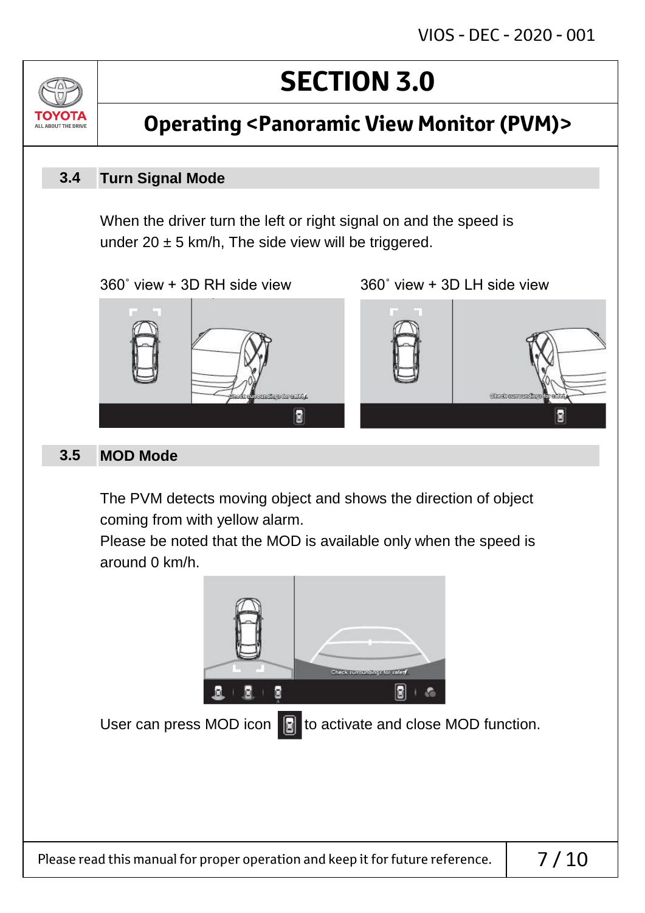# SECTION 3.0

## Operating <Panoramic View Monitor (PVM)>

### 3.4 Turn Signal Mode

When the driver turn the left or right signal on and the speed is under 20 ± 5 km/h, The side view will be triggered.

360˚ view + 3D RH side view

360˚ view + 3D LH side view

### 3.5 MOD Mode

The PVM detects moving object and shows the direction of object coming from with yellow alarm.
Please be noted that the MOD is available only when the speed is around 0 km/h.

User can press MOD icon to activate and close MOD function.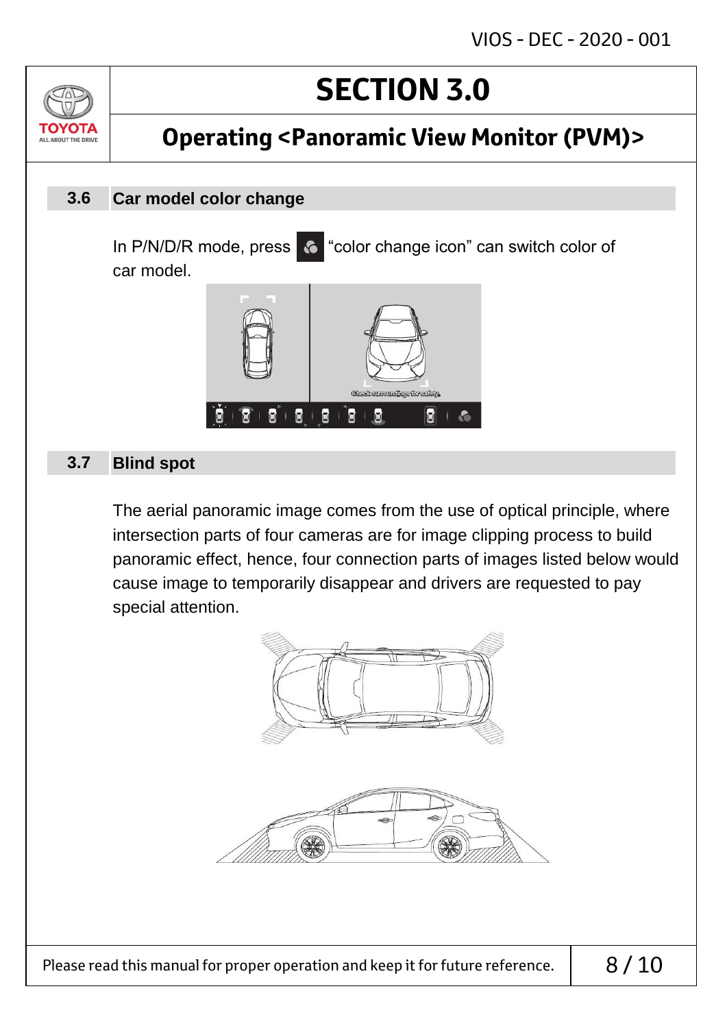# SECTION 3.0

## Operating <Panoramic View Monitor (PVM)>

### 3.6 Car model color change

In P/N/D/R mode, press "color change icon" can switch color of car model.

### 3.7 Blind spot

The aerial panoramic image comes from the use of optical principle, where intersection parts of four cameras are for image clipping process to build panoramic effect, hence, four connection parts of images listed below would cause image to temporarily disappear and drivers are requested to pay special attention.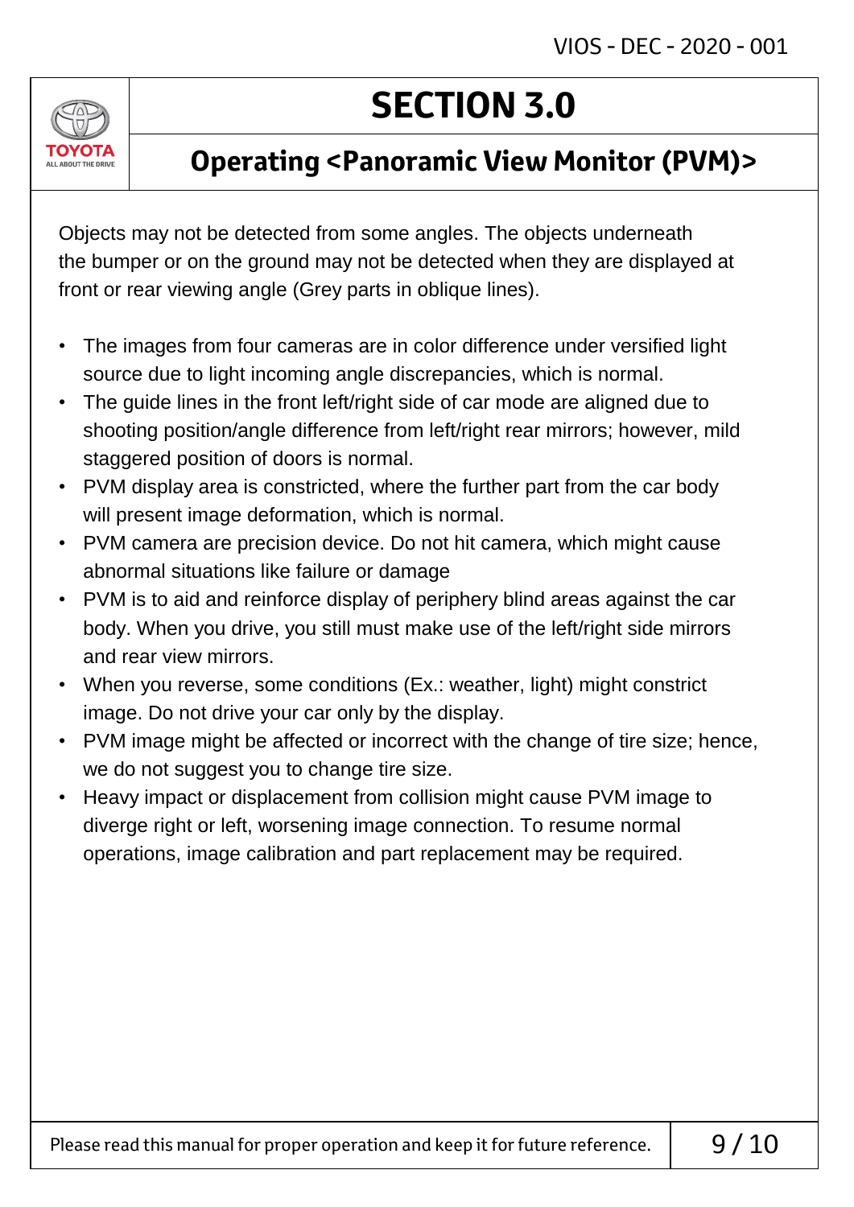# SECTION 3.0

## Operating <Panoramic View Monitor (PVM)>

Objects may not be detected from some angles. The objects underneath the bumper or on the ground may not be detected when they are displayed at front or rear viewing angle (Grey parts in oblique lines).

- The images from four cameras are in color difference under versified light source due to light incoming angle discrepancies, which is normal.
- The guide lines in the front left/right side of car mode are aligned due to shooting position/angle difference from left/right rear mirrors; however, mild staggered position of doors is normal.
- PVM display area is constricted, where the further part from the car body will present image deformation, which is normal.
- PVM camera are precision device. Do not hit camera, which might cause abnormal situations like failure or damage
- PVM is to aid and reinforce display of periphery blind areas against the car body. When you drive, you still must make use of the left/right side mirrors and rear view mirrors.
- When you reverse, some conditions (Ex.: weather, light) might constrict image. Do not drive your car only by the display.
- PVM image might be affected or incorrect with the change of tire size; hence, we do not suggest you to change tire size.
- Heavy impact or displacement from collision might cause PVM image to diverge right or left, worsening image connection. To resume normal operations, image calibration and part replacement may be required.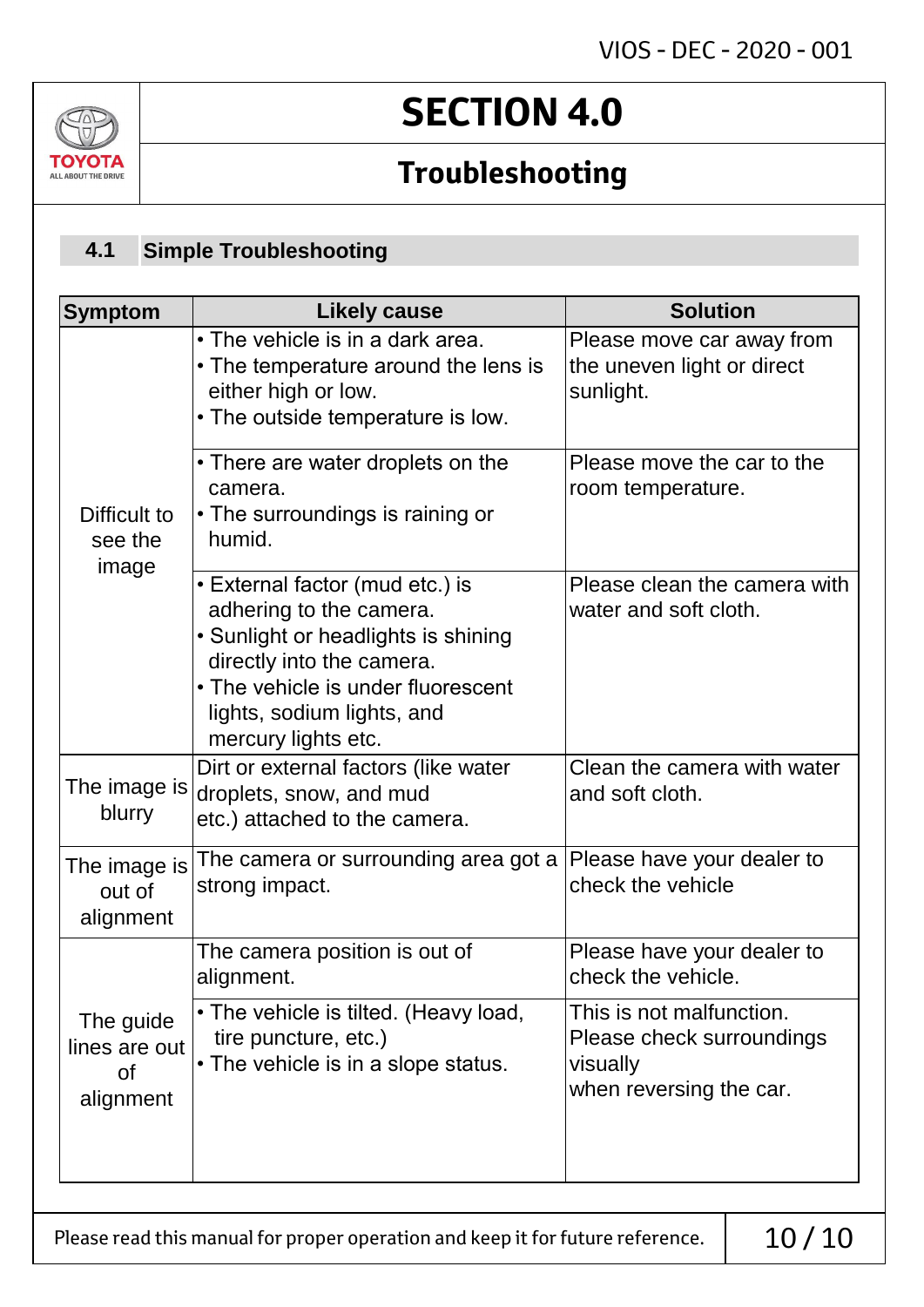# SECTION 4.0

## Troubleshooting

### 4.1 Simple Troubleshooting

| Symptom | Likely cause | Solution |
|---|---|---|
| Difficult to see the image | • The vehicle is in a dark area.<br>• The temperature around the lens is either high or low.<br>• The outside temperature is low. | Please move car away from the uneven light or direct sunlight. |
| | • There are water droplets on the camera.<br>• The surroundings is raining or humid. | Please move the car to the room temperature. |
| | • External factor (mud etc.) is adhering to the camera.<br>• Sunlight or headlights is shining directly into the camera.<br>• The vehicle is under fluorescent lights, sodium lights, and mercury lights etc. | Please clean the camera with water and soft cloth. |
| The image is blurry | Dirt or external factors (like water droplets, snow, and mud etc.) attached to the camera. | Clean the camera with water and soft cloth. |
| The image is out of alignment | The camera or surrounding area got a strong impact. | Please have your dealer to check the vehicle |
| The guide lines are out of alignment | The camera position is out of alignment. | Please have your dealer to check the vehicle. |
| | • The vehicle is tilted. (Heavy load, tire puncture, etc.)<br>• The vehicle is in a slope status. | This is not malfunction. Please check surroundings visually when reversing the car. |

Please read this manual for proper operation and keep it for future reference.